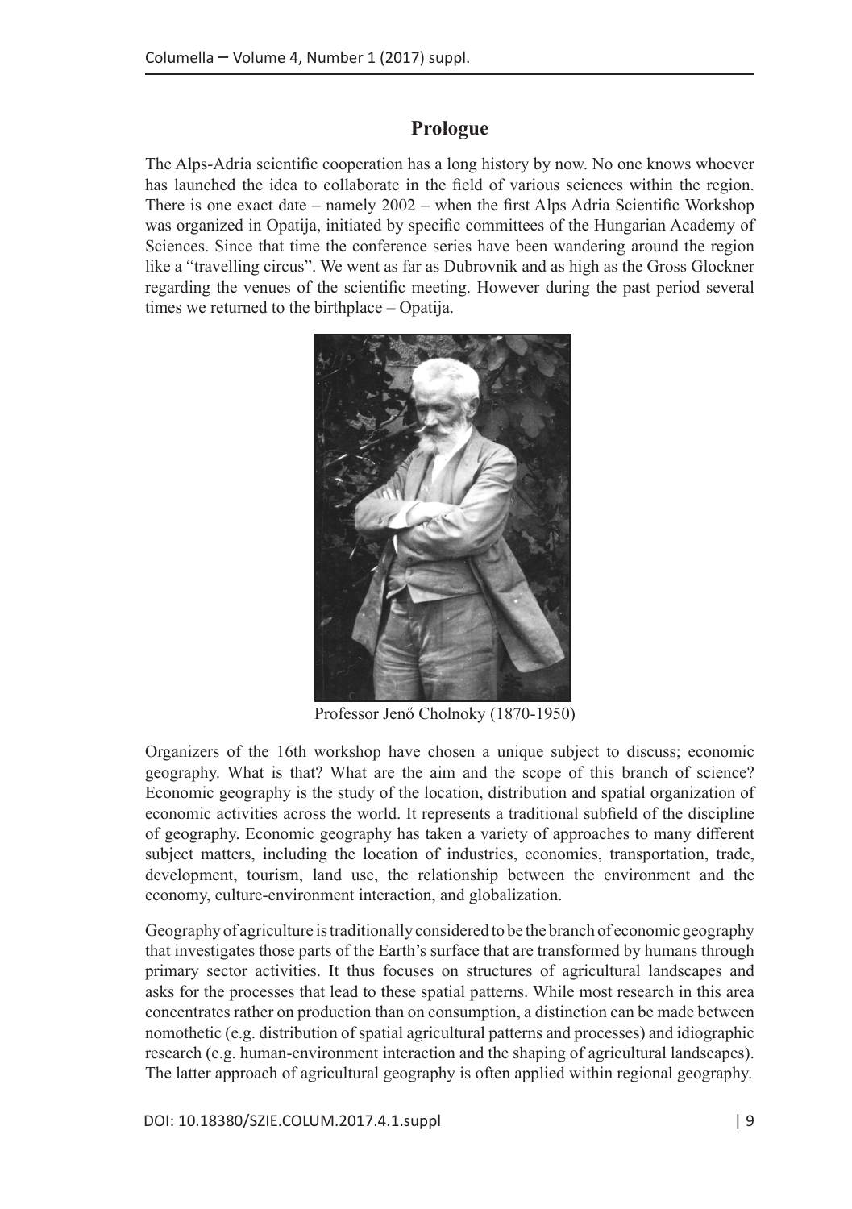## Prologue

The Alps-Adria scientific cooperation has a long history by now. No one knows whoever has launched the idea to collaborate in the field of various sciences within the region. There is one exact date – namely 2002 – when the first Alps Adria Scientific Workshop was organized in Opatija, initiated by specific committees of the Hungarian Academy of Sciences. Since that time the conference series have been wandering around the region like a "travelling circus". We went as far as Dubrovnik and as high as the Gross Glockner regarding the venues of the scientific meeting. However during the past period several times we returned to the birthplace – Opatija.

Professor Jenő Cholnoky (1870-1950)

Organizers of the 16th workshop have chosen a unique subject to discuss; economic geography. What is that? What are the aim and the scope of this branch of science? Economic geography is the study of the location, distribution and spatial organization of economic activities across the world. It represents a traditional subfield of the discipline of geography. Economic geography has taken a variety of approaches to many different subject matters, including the location of industries, economies, transportation, trade, development, tourism, land use, the relationship between the environment and the economy, culture-environment interaction, and globalization.

Geography of agriculture is traditionally considered to be the branch of economic geography that investigates those parts of the Earth's surface that are transformed by humans through primary sector activities. It thus focuses on structures of agricultural landscapes and asks for the processes that lead to these spatial patterns. While most research in this area concentrates rather on production than on consumption, a distinction can be made between nomothetic (e.g. distribution of spatial agricultural patterns and processes) and idiographic research (e.g. human-environment interaction and the shaping of agricultural landscapes). The latter approach of agricultural geography is often applied within regional geography.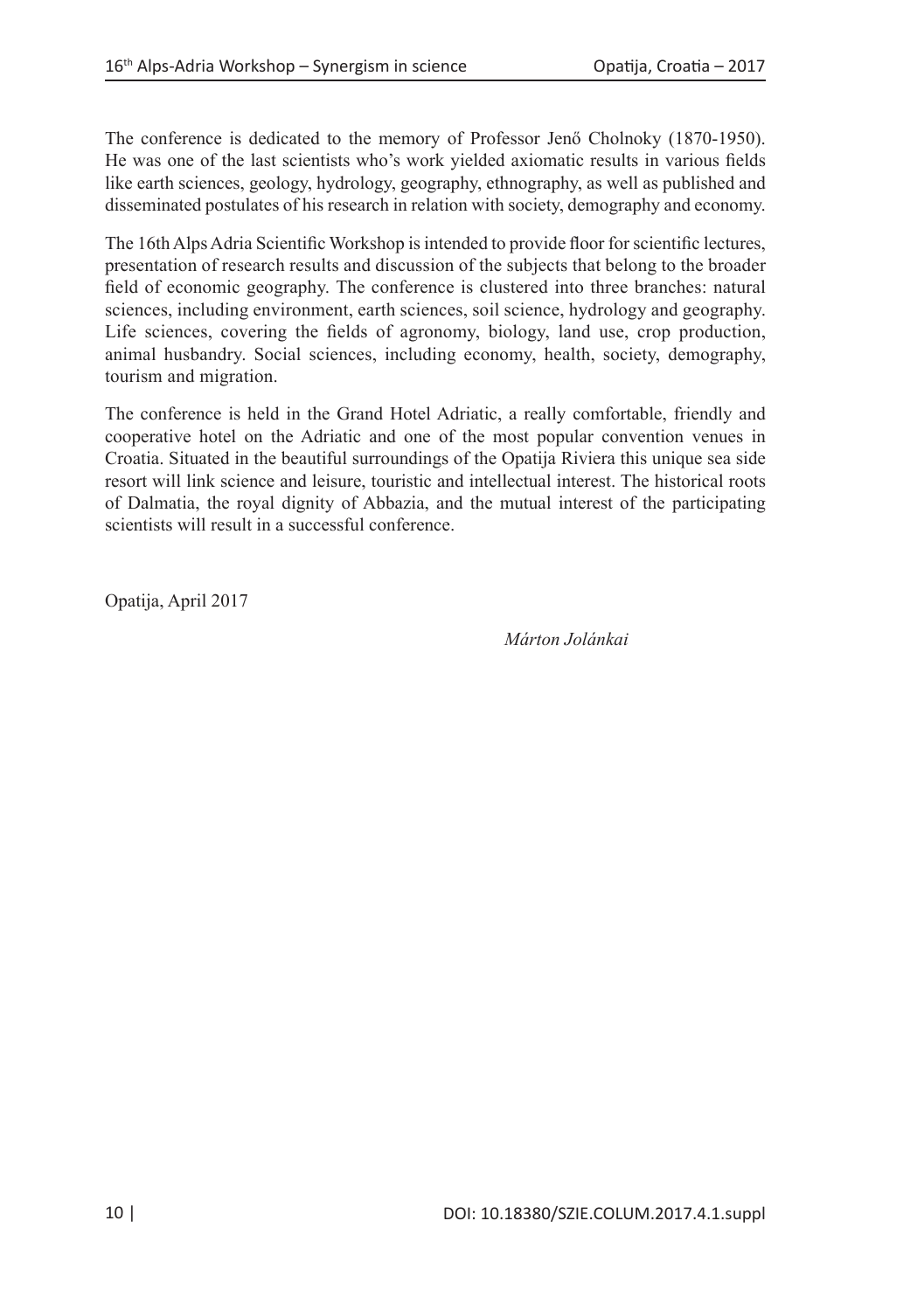The conference is dedicated to the memory of Professor Jenő Cholnoky (1870-1950). He was one of the last scientists who's work yielded axiomatic results in various fields like earth sciences, geology, hydrology, geography, ethnography, as well as published and disseminated postulates of his research in relation with society, demography and economy.

The 16th Alps Adria Scientific Workshop is intended to provide floor for scientific lectures, presentation of research results and discussion of the subjects that belong to the broader field of economic geography. The conference is clustered into three branches: natural sciences, including environment, earth sciences, soil science, hydrology and geography. Life sciences, covering the fields of agronomy, biology, land use, crop production, animal husbandry. Social sciences, including economy, health, society, demography, tourism and migration.

The conference is held in the Grand Hotel Adriatic, a really comfortable, friendly and cooperative hotel on the Adriatic and one of the most popular convention venues in Croatia. Situated in the beautiful surroundings of the Opatija Riviera this unique sea side resort will link science and leisure, touristic and intellectual interest. The historical roots of Dalmatia, the royal dignity of Abbazia, and the mutual interest of the participating scientists will result in a successful conference.

Opatija, April 2017

*Márton Jolánkai*